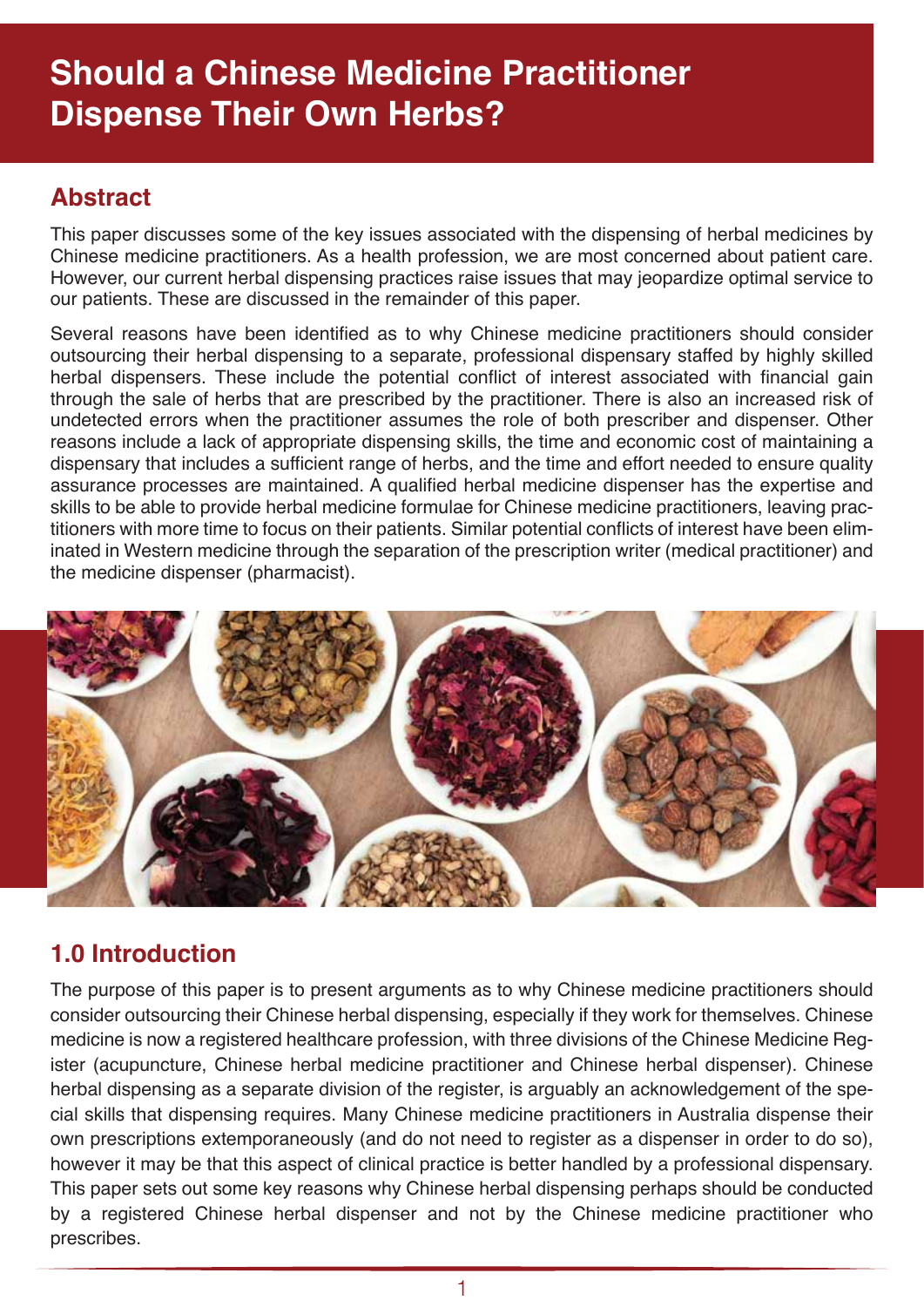# Should a Chinese Medicine Practitioner Dispense Their Own Herbs?

## Abstract

This paper discusses some of the key issues associated with the dispensing of herbal medicines by Chinese medicine practitioners. As a health profession, we are most concerned about patient care. However, our current herbal dispensing practices raise issues that may jeopardize optimal service to our patients. These are discussed in the remainder of this paper.

Several reasons have been identified as to why Chinese medicine practitioners should consider outsourcing their herbal dispensing to a separate, professional dispensary staffed by highly skilled herbal dispensers. These include the potential conflict of interest associated with financial gain through the sale of herbs that are prescribed by the practitioner. There is also an increased risk of undetected errors when the practitioner assumes the role of both prescriber and dispenser. Other reasons include a lack of appropriate dispensing skills, the time and economic cost of maintaining a dispensary that includes a sufficient range of herbs, and the time and effort needed to ensure quality assurance processes are maintained. A qualified herbal medicine dispenser has the expertise and skills to be able to provide herbal medicine formulae for Chinese medicine practitioners, leaving practitioners with more time to focus on their patients. Similar potential conflicts of interest have been eliminated in Western medicine through the separation of the prescription writer (medical practitioner) and the medicine dispenser (pharmacist).

## 1.0 Introduction

The purpose of this paper is to present arguments as to why Chinese medicine practitioners should consider outsourcing their Chinese herbal dispensing, especially if they work for themselves. Chinese medicine is now a registered healthcare profession, with three divisions of the Chinese Medicine Register (acupuncture, Chinese herbal medicine practitioner and Chinese herbal dispenser). Chinese herbal dispensing as a separate division of the register, is arguably an acknowledgement of the special skills that dispensing requires. Many Chinese medicine practitioners in Australia dispense their own prescriptions extemporaneously (and do not need to register as a dispenser in order to do so), however it may be that this aspect of clinical practice is better handled by a professional dispensary. This paper sets out some key reasons why Chinese herbal dispensing perhaps should be conducted by a registered Chinese herbal dispenser and not by the Chinese medicine practitioner who prescribes.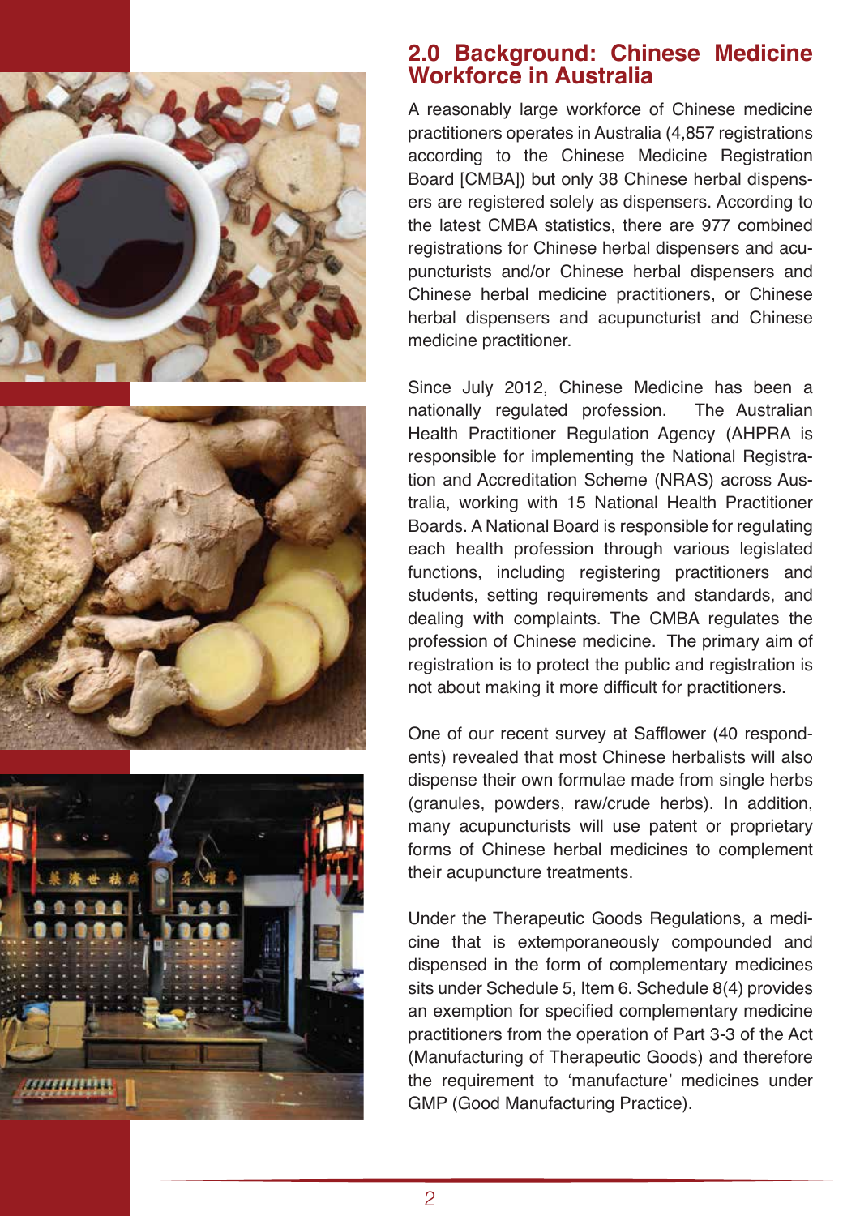## 2.0 Background: Chinese Medicine Workforce in Australia

A reasonably large workforce of Chinese medicine practitioners operates in Australia (4,857 registrations according to the Chinese Medicine Registration Board [CMBA]) but only 38 Chinese herbal dispensers are registered solely as dispensers. According to the latest CMBA statistics, there are 977 combined registrations for Chinese herbal dispensers and acupuncturists and/or Chinese herbal dispensers and Chinese herbal medicine practitioners, or Chinese herbal dispensers and acupuncturist and Chinese medicine practitioner.

Since July 2012, Chinese Medicine has been a nationally regulated profession. The Australian Health Practitioner Regulation Agency (AHPRA is responsible for implementing the National Registration and Accreditation Scheme (NRAS) across Australia, working with 15 National Health Practitioner Boards. A National Board is responsible for regulating each health profession through various legislated functions, including registering practitioners and students, setting requirements and standards, and dealing with complaints. The CMBA regulates the profession of Chinese medicine. The primary aim of registration is to protect the public and registration is not about making it more difficult for practitioners.

One of our recent survey at Safflower (40 respondents) revealed that most Chinese herbalists will also dispense their own formulae made from single herbs (granules, powders, raw/crude herbs). In addition, many acupuncturists will use patent or proprietary forms of Chinese herbal medicines to complement their acupuncture treatments.

Under the Therapeutic Goods Regulations, a medicine that is extemporaneously compounded and dispensed in the form of complementary medicines sits under Schedule 5, Item 6. Schedule 8(4) provides an exemption for specified complementary medicine practitioners from the operation of Part 3-3 of the Act (Manufacturing of Therapeutic Goods) and therefore the requirement to 'manufacture' medicines under GMP (Good Manufacturing Practice).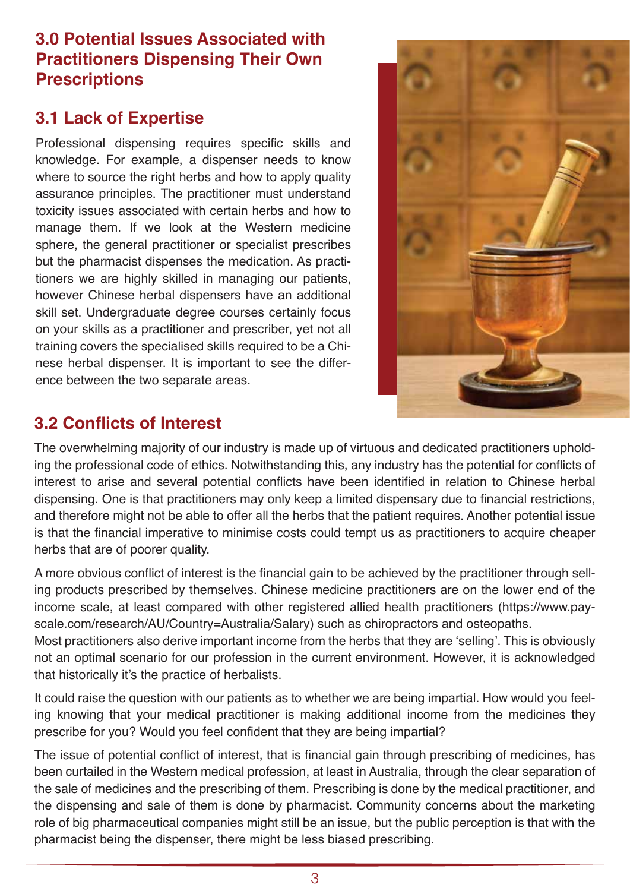## 3.0 Potential Issues Associated with Practitioners Dispensing Their Own Prescriptions

### 3.1 Lack of Expertise

Professional dispensing requires specific skills and knowledge. For example, a dispenser needs to know where to source the right herbs and how to apply quality assurance principles. The practitioner must understand toxicity issues associated with certain herbs and how to manage them. If we look at the Western medicine sphere, the general practitioner or specialist prescribes but the pharmacist dispenses the medication. As practitioners we are highly skilled in managing our patients, however Chinese herbal dispensers have an additional skill set. Undergraduate degree courses certainly focus on your skills as a practitioner and prescriber, yet not all training covers the specialised skills required to be a Chinese herbal dispenser. It is important to see the difference between the two separate areas.

### 3.2 Conflicts of Interest

The overwhelming majority of our industry is made up of virtuous and dedicated practitioners upholding the professional code of ethics. Notwithstanding this, any industry has the potential for conflicts of interest to arise and several potential conflicts have been identified in relation to Chinese herbal dispensing. One is that practitioners may only keep a limited dispensary due to financial restrictions, and therefore might not be able to offer all the herbs that the patient requires. Another potential issue is that the financial imperative to minimise costs could tempt us as practitioners to acquire cheaper herbs that are of poorer quality.

A more obvious conflict of interest is the financial gain to be achieved by the practitioner through selling products prescribed by themselves. Chinese medicine practitioners are on the lower end of the income scale, at least compared with other registered allied health practitioners (https://www.payscale.com/research/AU/Country=Australia/Salary) such as chiropractors and osteopaths.
Most practitioners also derive important income from the herbs that they are 'selling'. This is obviously not an optimal scenario for our profession in the current environment. However, it is acknowledged that historically it's the practice of herbalists.

It could raise the question with our patients as to whether we are being impartial. How would you feeling knowing that your medical practitioner is making additional income from the medicines they prescribe for you? Would you feel confident that they are being impartial?

The issue of potential conflict of interest, that is financial gain through prescribing of medicines, has been curtailed in the Western medical profession, at least in Australia, through the clear separation of the sale of medicines and the prescribing of them. Prescribing is done by the medical practitioner, and the dispensing and sale of them is done by pharmacist. Community concerns about the marketing role of big pharmaceutical companies might still be an issue, but the public perception is that with the pharmacist being the dispenser, there might be less biased prescribing.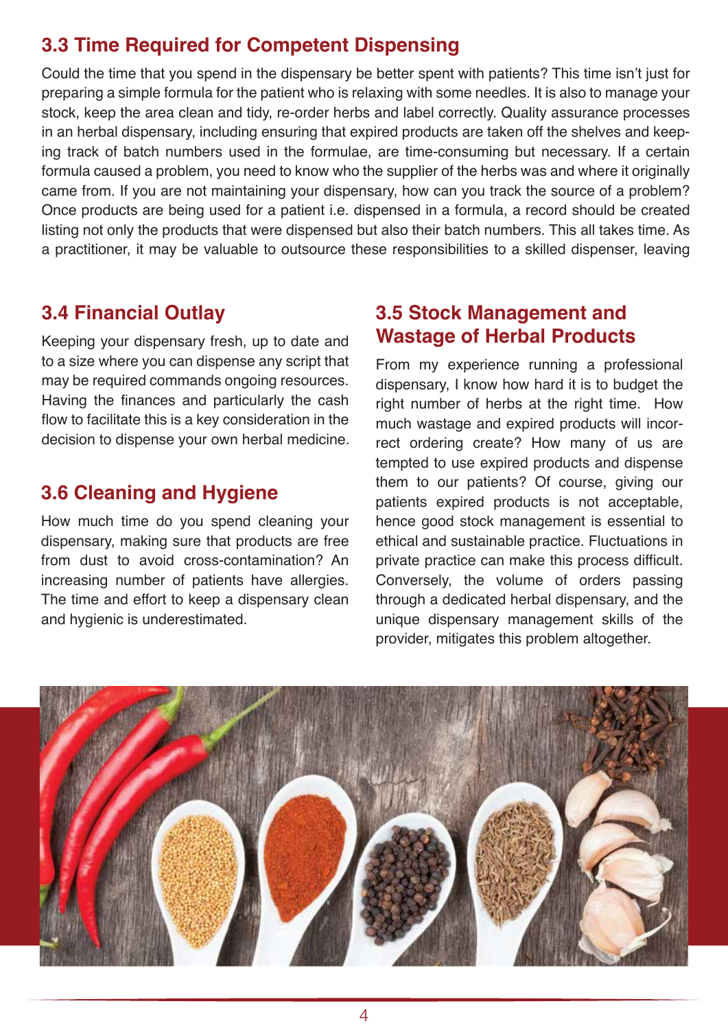## 3.3 Time Required for Competent Dispensing

Could the time that you spend in the dispensary be better spent with patients? This time isn't just for preparing a simple formula for the patient who is relaxing with some needles. It is also to manage your stock, keep the area clean and tidy, re-order herbs and label correctly. Quality assurance processes in an herbal dispensary, including ensuring that expired products are taken off the shelves and keeping track of batch numbers used in the formulae, are time-consuming but necessary. If a certain formula caused a problem, you need to know who the supplier of the herbs was and where it originally came from. If you are not maintaining your dispensary, how can you track the source of a problem? Once products are being used for a patient i.e. dispensed in a formula, a record should be created listing not only the products that were dispensed but also their batch numbers. This all takes time. As a practitioner, it may be valuable to outsource these responsibilities to a skilled dispenser, leaving

## 3.4 Financial Outlay

Keeping your dispensary fresh, up to date and to a size where you can dispense any script that may be required commands ongoing resources. Having the finances and particularly the cash flow to facilitate this is a key consideration in the decision to dispense your own herbal medicine.

## 3.6 Cleaning and Hygiene

How much time do you spend cleaning your dispensary, making sure that products are free from dust to avoid cross-contamination? An increasing number of patients have allergies. The time and effort to keep a dispensary clean and hygienic is underestimated.

## 3.5 Stock Management and Wastage of Herbal Products

From my experience running a professional dispensary, I know how hard it is to budget the right number of herbs at the right time. How much wastage and expired products will incorrect ordering create? How many of us are tempted to use expired products and dispense them to our patients? Of course, giving our patients expired products is not acceptable, hence good stock management is essential to ethical and sustainable practice. Fluctuations in private practice can make this process difficult. Conversely, the volume of orders passing through a dedicated herbal dispensary, and the unique dispensary management skills of the provider, mitigates this problem altogether.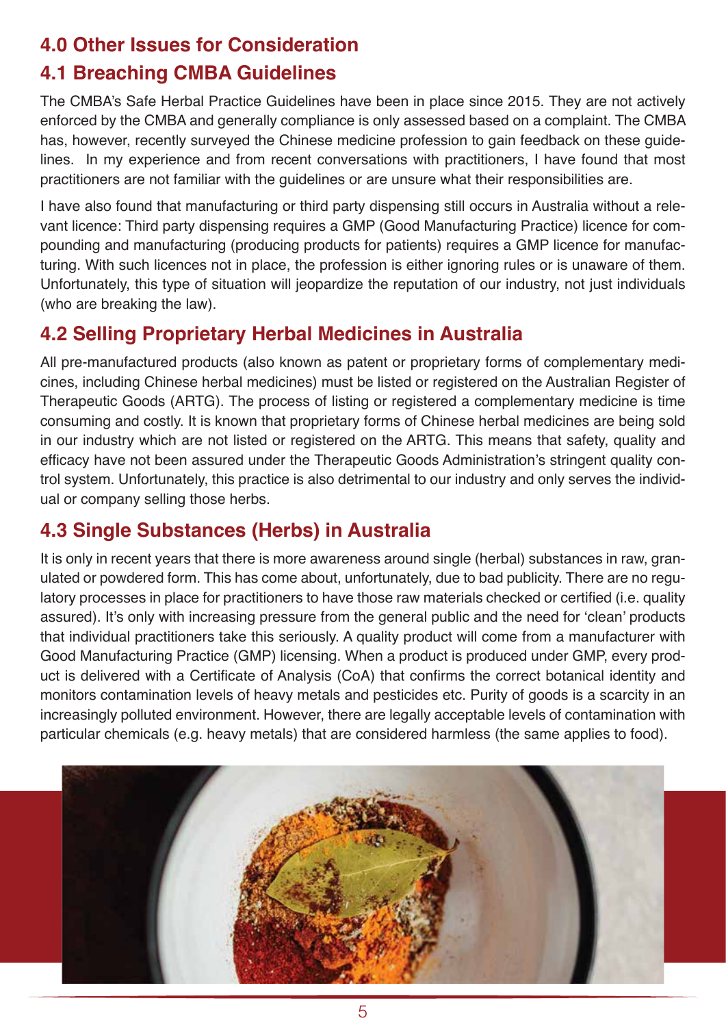## 4.0 Other Issues for Consideration

## 4.1 Breaching CMBA Guidelines

The CMBA's Safe Herbal Practice Guidelines have been in place since 2015. They are not actively enforced by the CMBA and generally compliance is only assessed based on a complaint. The CMBA has, however, recently surveyed the Chinese medicine profession to gain feedback on these guidelines. In my experience and from recent conversations with practitioners, I have found that most practitioners are not familiar with the guidelines or are unsure what their responsibilities are.

I have also found that manufacturing or third party dispensing still occurs in Australia without a relevant licence: Third party dispensing requires a GMP (Good Manufacturing Practice) licence for compounding and manufacturing (producing products for patients) requires a GMP licence for manufacturing. With such licences not in place, the profession is either ignoring rules or is unaware of them. Unfortunately, this type of situation will jeopardize the reputation of our industry, not just individuals (who are breaking the law).

## 4.2 Selling Proprietary Herbal Medicines in Australia

All pre-manufactured products (also known as patent or proprietary forms of complementary medicines, including Chinese herbal medicines) must be listed or registered on the Australian Register of Therapeutic Goods (ARTG). The process of listing or registered a complementary medicine is time consuming and costly. It is known that proprietary forms of Chinese herbal medicines are being sold in our industry which are not listed or registered on the ARTG. This means that safety, quality and efficacy have not been assured under the Therapeutic Goods Administration's stringent quality control system. Unfortunately, this practice is also detrimental to our industry and only serves the individual or company selling those herbs.

## 4.3 Single Substances (Herbs) in Australia

It is only in recent years that there is more awareness around single (herbal) substances in raw, granulated or powdered form. This has come about, unfortunately, due to bad publicity. There are no regulatory processes in place for practitioners to have those raw materials checked or certified (i.e. quality assured). It's only with increasing pressure from the general public and the need for 'clean' products that individual practitioners take this seriously. A quality product will come from a manufacturer with Good Manufacturing Practice (GMP) licensing. When a product is produced under GMP, every product is delivered with a Certificate of Analysis (CoA) that confirms the correct botanical identity and monitors contamination levels of heavy metals and pesticides etc. Purity of goods is a scarcity in an increasingly polluted environment. However, there are legally acceptable levels of contamination with particular chemicals (e.g. heavy metals) that are considered harmless (the same applies to food).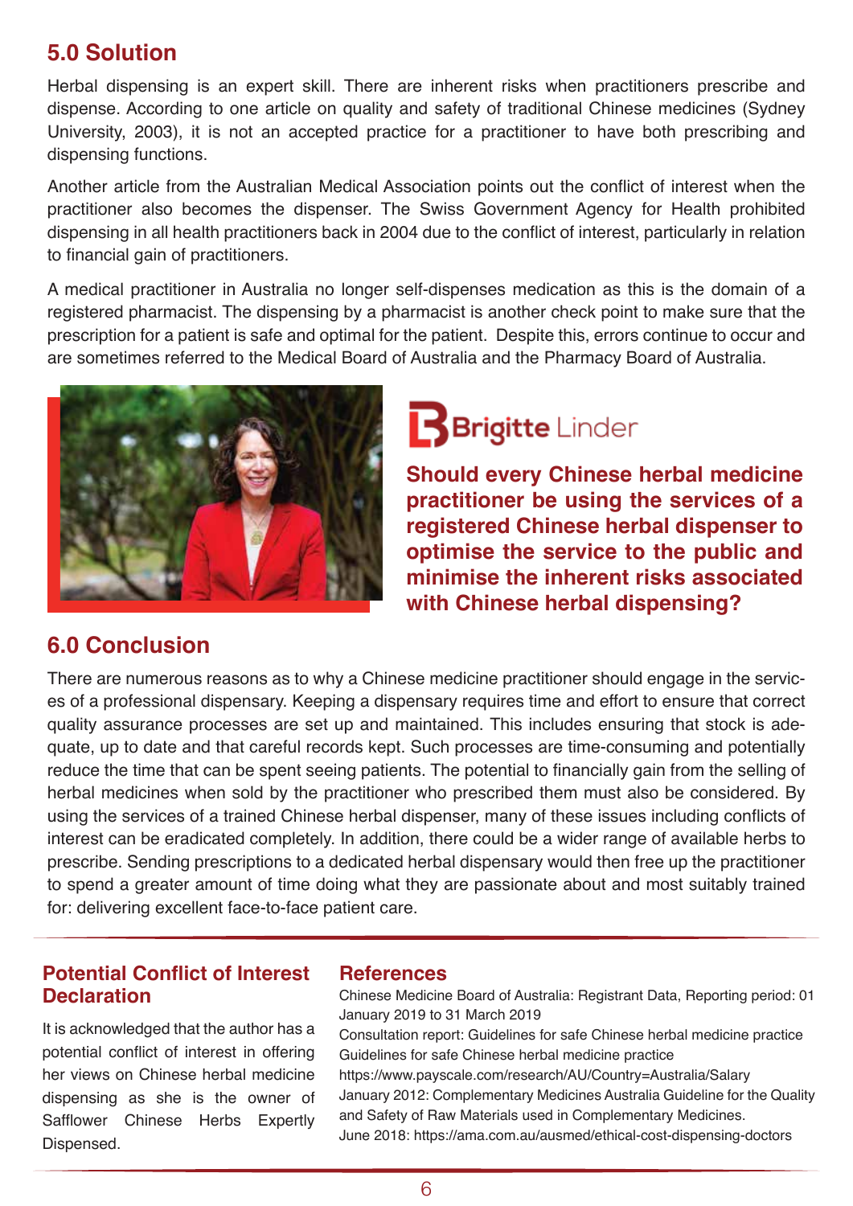## 5.0 Solution

Herbal dispensing is an expert skill. There are inherent risks when practitioners prescribe and dispense. According to one article on quality and safety of traditional Chinese medicines (Sydney University, 2003), it is not an accepted practice for a practitioner to have both prescribing and dispensing functions.

Another article from the Australian Medical Association points out the conflict of interest when the practitioner also becomes the dispenser. The Swiss Government Agency for Health prohibited dispensing in all health practitioners back in 2004 due to the conflict of interest, particularly in relation to financial gain of practitioners.

A medical practitioner in Australia no longer self-dispenses medication as this is the domain of a registered pharmacist. The dispensing by a pharmacist is another check point to make sure that the prescription for a patient is safe and optimal for the patient. Despite this, errors continue to occur and are sometimes referred to the Medical Board of Australia and the Pharmacy Board of Australia.

Brigitte Linder

**Should every Chinese herbal medicine practitioner be using the services of a registered Chinese herbal dispenser to optimise the service to the public and minimise the inherent risks associated with Chinese herbal dispensing?**

## 6.0 Conclusion

There are numerous reasons as to why a Chinese medicine practitioner should engage in the services of a professional dispensary. Keeping a dispensary requires time and effort to ensure that correct quality assurance processes are set up and maintained. This includes ensuring that stock is adequate, up to date and that careful records kept. Such processes are time-consuming and potentially reduce the time that can be spent seeing patients. The potential to financially gain from the selling of herbal medicines when sold by the practitioner who prescribed them must also be considered. By using the services of a trained Chinese herbal dispenser, many of these issues including conflicts of interest can be eradicated completely. In addition, there could be a wider range of available herbs to prescribe. Sending prescriptions to a dedicated herbal dispensary would then free up the practitioner to spend a greater amount of time doing what they are passionate about and most suitably trained for: delivering excellent face-to-face patient care.

### Potential Conflict of Interest Declaration

It is acknowledged that the author has a potential conflict of interest in offering her views on Chinese herbal medicine dispensing as she is the owner of Safflower Chinese Herbs Expertly Dispensed.

### References

Chinese Medicine Board of Australia: Registrant Data, Reporting period: 01 January 2019 to 31 March 2019

Consultation report: Guidelines for safe Chinese herbal medicine practice Guidelines for safe Chinese herbal medicine practice

https://www.payscale.com/research/AU/Country=Australia/Salary

January 2012: Complementary Medicines Australia Guideline for the Quality and Safety of Raw Materials used in Complementary Medicines.

June 2018: https://ama.com.au/ausmed/ethical-cost-dispensing-doctors